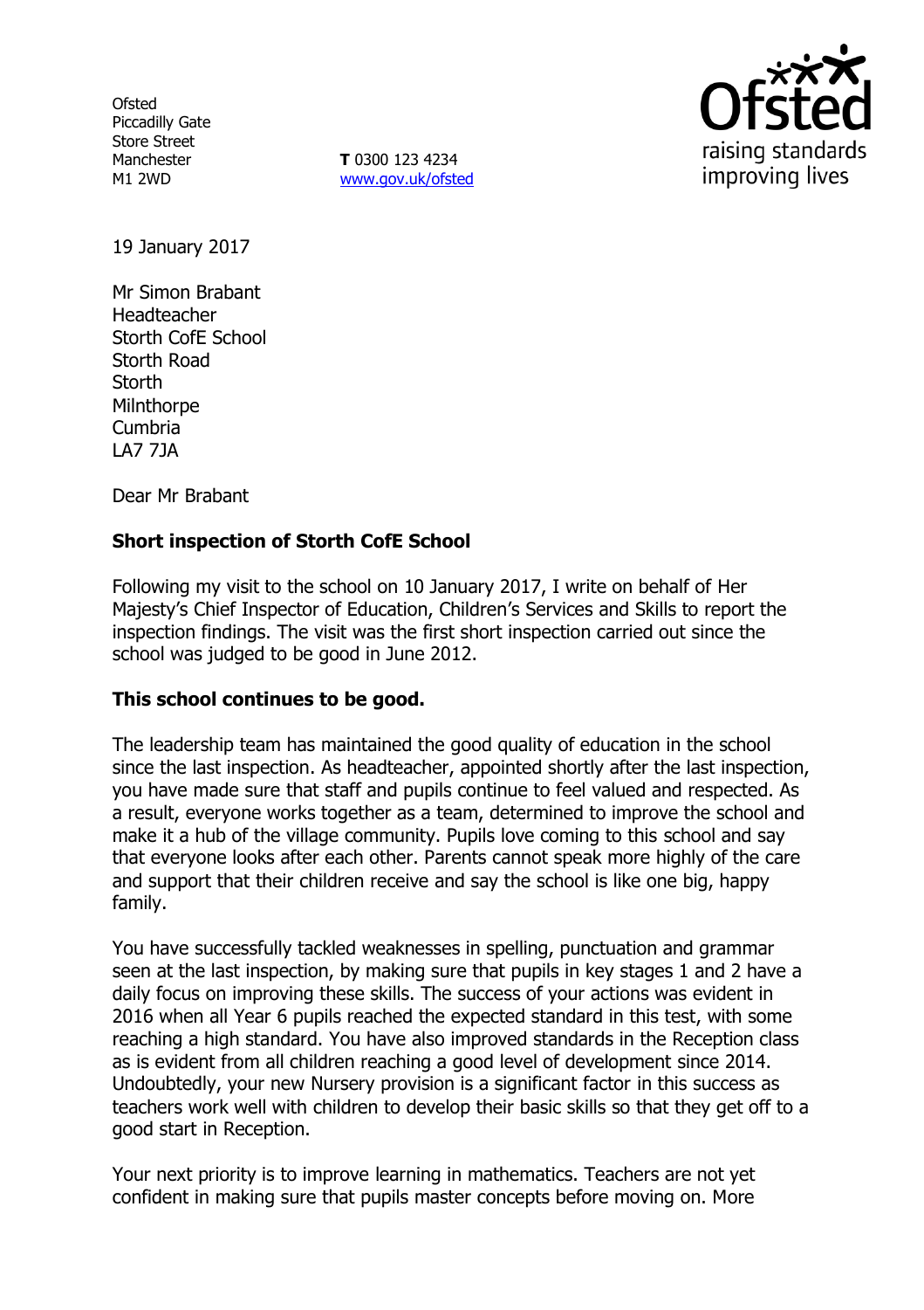Ofsted
Piccadilly Gate
Store Street
Manchester
M1 2WD

**T** 0300 123 4234
www.gov.uk/ofsted

19 January 2017

Mr Simon Brabant
Headteacher
Storth CofE School
Storth Road
Storth
Milnthorpe
Cumbria
LA7 7JA

Dear Mr Brabant

**Short inspection of Storth CofE School**

Following my visit to the school on 10 January 2017, I write on behalf of Her Majesty's Chief Inspector of Education, Children's Services and Skills to report the inspection findings. The visit was the first short inspection carried out since the school was judged to be good in June 2012.

**This school continues to be good.**

The leadership team has maintained the good quality of education in the school since the last inspection. As headteacher, appointed shortly after the last inspection, you have made sure that staff and pupils continue to feel valued and respected. As a result, everyone works together as a team, determined to improve the school and make it a hub of the village community. Pupils love coming to this school and say that everyone looks after each other. Parents cannot speak more highly of the care and support that their children receive and say the school is like one big, happy family.

You have successfully tackled weaknesses in spelling, punctuation and grammar seen at the last inspection, by making sure that pupils in key stages 1 and 2 have a daily focus on improving these skills. The success of your actions was evident in 2016 when all Year 6 pupils reached the expected standard in this test, with some reaching a high standard. You have also improved standards in the Reception class as is evident from all children reaching a good level of development since 2014. Undoubtedly, your new Nursery provision is a significant factor in this success as teachers work well with children to develop their basic skills so that they get off to a good start in Reception.

Your next priority is to improve learning in mathematics. Teachers are not yet confident in making sure that pupils master concepts before moving on. More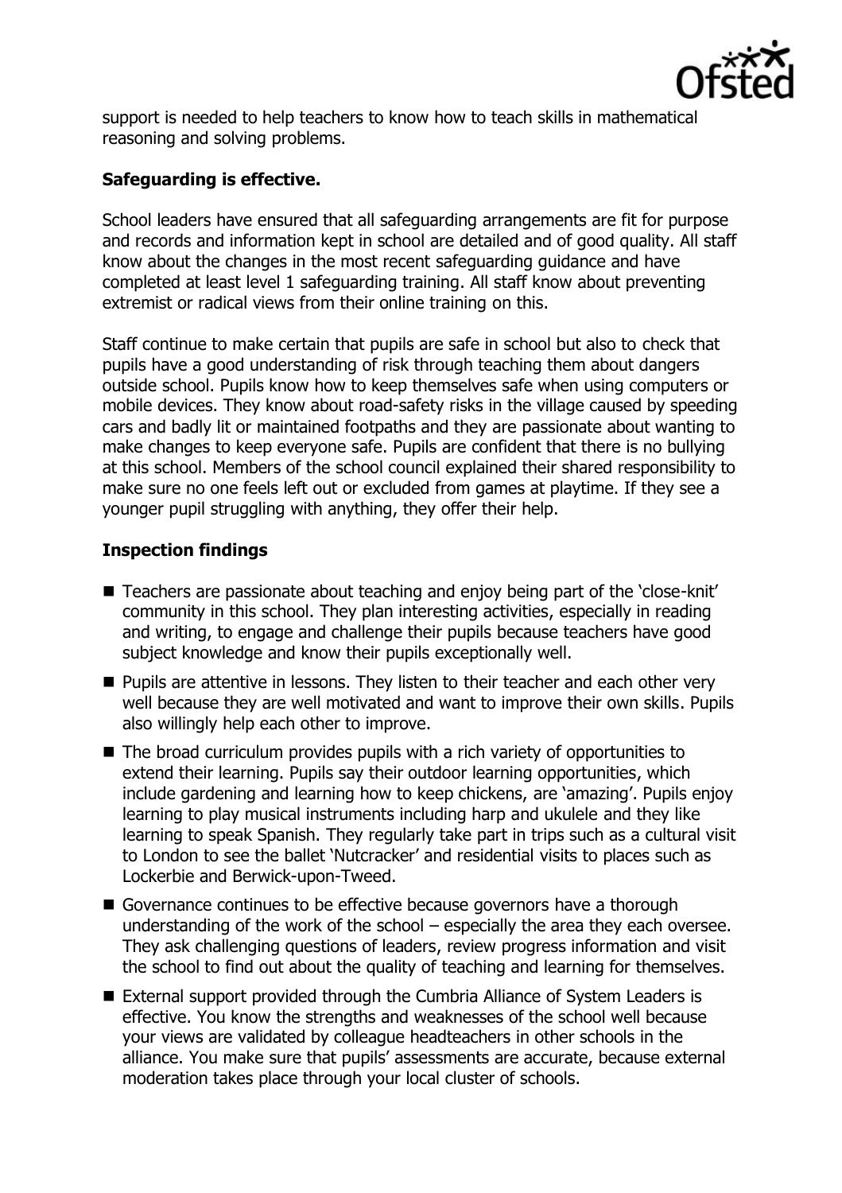support is needed to help teachers to know how to teach skills in mathematical reasoning and solving problems.

### Safeguarding is effective.

School leaders have ensured that all safeguarding arrangements are fit for purpose and records and information kept in school are detailed and of good quality. All staff know about the changes in the most recent safeguarding guidance and have completed at least level 1 safeguarding training. All staff know about preventing extremist or radical views from their online training on this.

Staff continue to make certain that pupils are safe in school but also to check that pupils have a good understanding of risk through teaching them about dangers outside school. Pupils know how to keep themselves safe when using computers or mobile devices. They know about road-safety risks in the village caused by speeding cars and badly lit or maintained footpaths and they are passionate about wanting to make changes to keep everyone safe. Pupils are confident that there is no bullying at this school. Members of the school council explained their shared responsibility to make sure no one feels left out or excluded from games at playtime. If they see a younger pupil struggling with anything, they offer their help.

### Inspection findings

- Teachers are passionate about teaching and enjoy being part of the 'close-knit' community in this school. They plan interesting activities, especially in reading and writing, to engage and challenge their pupils because teachers have good subject knowledge and know their pupils exceptionally well.
- Pupils are attentive in lessons. They listen to their teacher and each other very well because they are well motivated and want to improve their own skills. Pupils also willingly help each other to improve.
- The broad curriculum provides pupils with a rich variety of opportunities to extend their learning. Pupils say their outdoor learning opportunities, which include gardening and learning how to keep chickens, are 'amazing'. Pupils enjoy learning to play musical instruments including harp and ukulele and they like learning to speak Spanish. They regularly take part in trips such as a cultural visit to London to see the ballet 'Nutcracker' and residential visits to places such as Lockerbie and Berwick-upon-Tweed.
- Governance continues to be effective because governors have a thorough understanding of the work of the school – especially the area they each oversee. They ask challenging questions of leaders, review progress information and visit the school to find out about the quality of teaching and learning for themselves.
- External support provided through the Cumbria Alliance of System Leaders is effective. You know the strengths and weaknesses of the school well because your views are validated by colleague headteachers in other schools in the alliance. You make sure that pupils' assessments are accurate, because external moderation takes place through your local cluster of schools.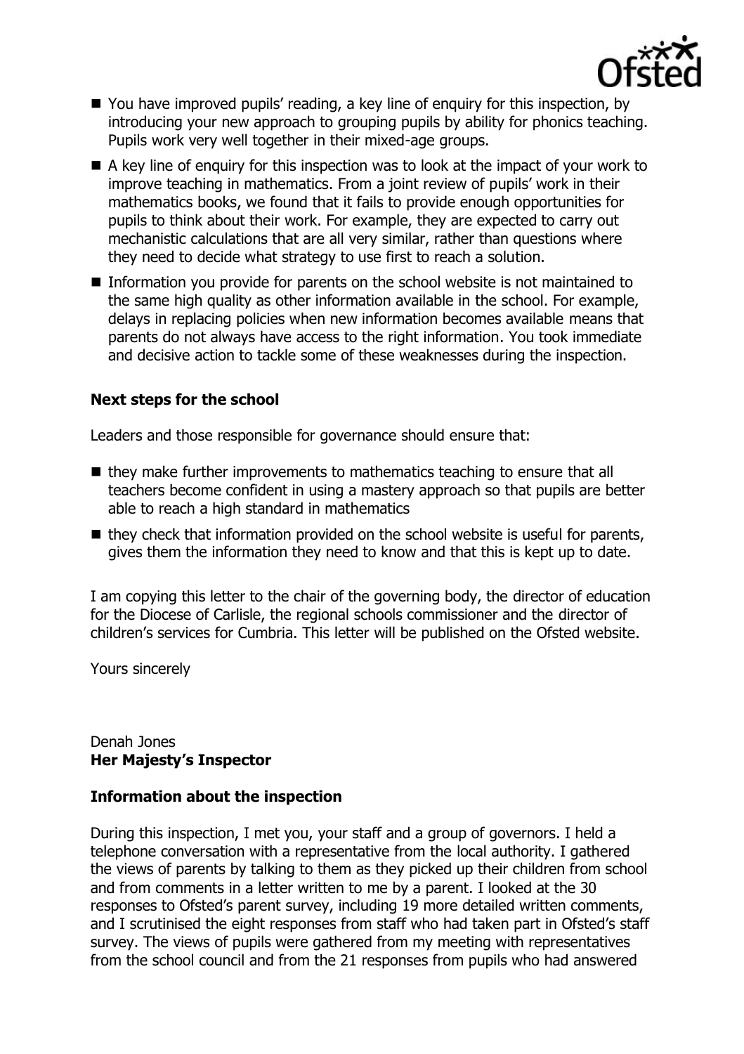- You have improved pupils' reading, a key line of enquiry for this inspection, by introducing your new approach to grouping pupils by ability for phonics teaching. Pupils work very well together in their mixed-age groups.
- A key line of enquiry for this inspection was to look at the impact of your work to improve teaching in mathematics. From a joint review of pupils' work in their mathematics books, we found that it fails to provide enough opportunities for pupils to think about their work. For example, they are expected to carry out mechanistic calculations that are all very similar, rather than questions where they need to decide what strategy to use first to reach a solution.
- Information you provide for parents on the school website is not maintained to the same high quality as other information available in the school. For example, delays in replacing policies when new information becomes available means that parents do not always have access to the right information. You took immediate and decisive action to tackle some of these weaknesses during the inspection.

## Next steps for the school

Leaders and those responsible for governance should ensure that:

- they make further improvements to mathematics teaching to ensure that all teachers become confident in using a mastery approach so that pupils are better able to reach a high standard in mathematics
- they check that information provided on the school website is useful for parents, gives them the information they need to know and that this is kept up to date.

I am copying this letter to the chair of the governing body, the director of education for the Diocese of Carlisle, the regional schools commissioner and the director of children's services for Cumbria. This letter will be published on the Ofsted website.

Yours sincerely

Denah Jones
**Her Majesty's Inspector**

## Information about the inspection

During this inspection, I met you, your staff and a group of governors. I held a telephone conversation with a representative from the local authority. I gathered the views of parents by talking to them as they picked up their children from school and from comments in a letter written to me by a parent. I looked at the 30 responses to Ofsted's parent survey, including 19 more detailed written comments, and I scrutinised the eight responses from staff who had taken part in Ofsted's staff survey. The views of pupils were gathered from my meeting with representatives from the school council and from the 21 responses from pupils who had answered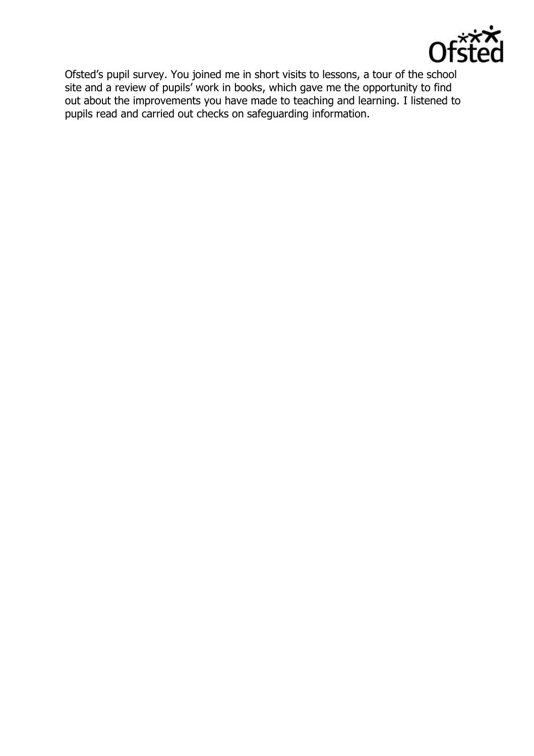Ofsted's pupil survey. You joined me in short visits to lessons, a tour of the school site and a review of pupils' work in books, which gave me the opportunity to find out about the improvements you have made to teaching and learning. I listened to pupils read and carried out checks on safeguarding information.